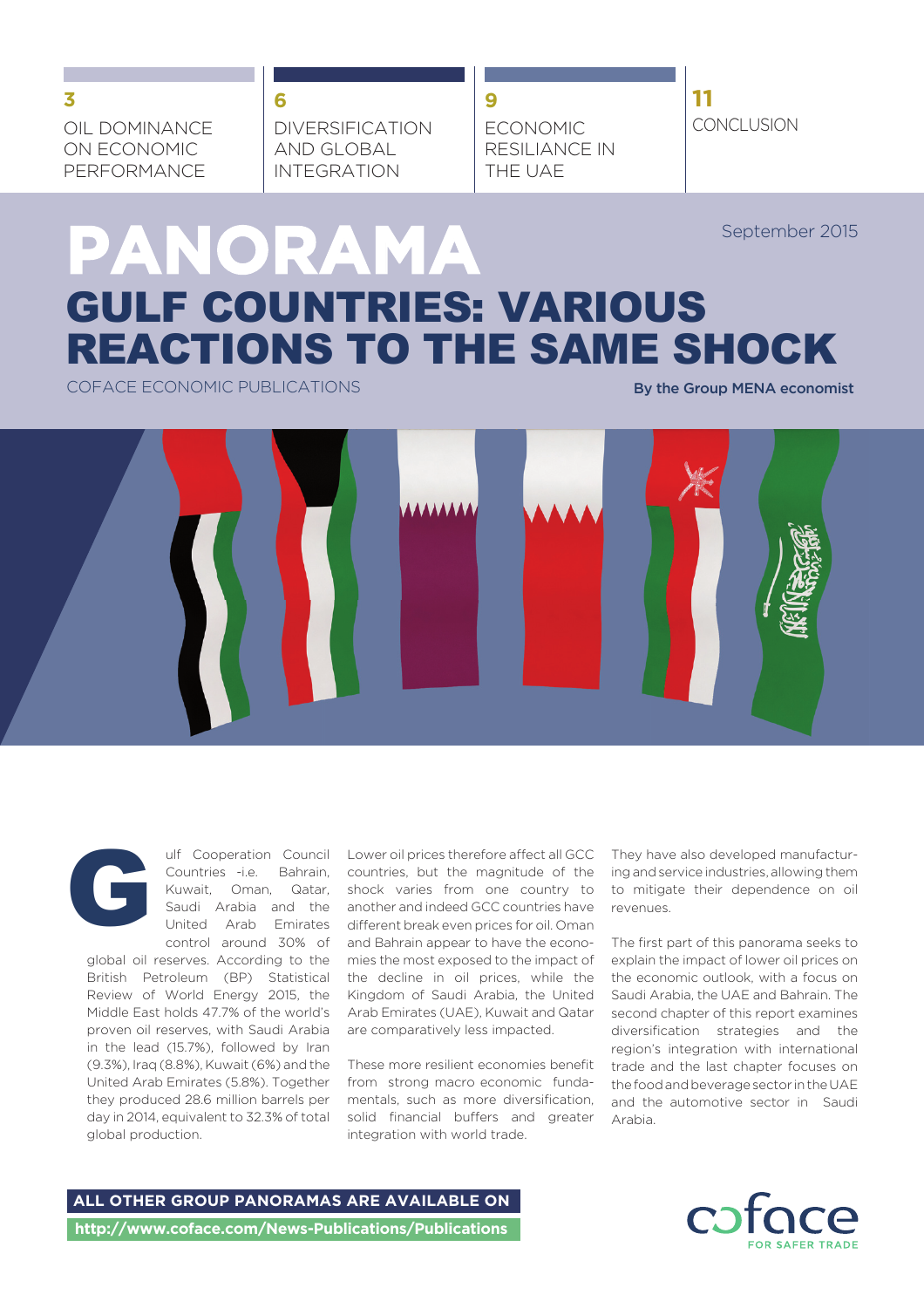3 OIL DOMINANCE ON ECONOMIC PERFORMANCE

6 DIVERSIFICATION AND GLOBAL INTEGRATION

9 ECONOMIC RESILIANCE IN THE UAE

11 CONCLUSION

# PANORAMA

September 2015

# GULF COUNTRIES: VARIOUS REACTIONS TO THE SAME SHOCK

COFACE ECONOMIC PUBLICATIONS

**By the Group MENA economist**

Gulf Cooperation Council Countries -i.e. Bahrain, Kuwait, Oman, Qatar, Saudi Arabia and the United Arab Emirates control around 30% of global oil reserves. According to the British Petroleum (BP) Statistical Review of World Energy 2015, the Middle East holds 47.7% of the world's proven oil reserves, with Saudi Arabia in the lead (15.7%), followed by Iran (9.3%), Iraq (8.8%), Kuwait (6%) and the United Arab Emirates (5.8%). Together they produced 28.6 million barrels per day in 2014, equivalent to 32.3% of total global production.

Lower oil prices therefore affect all GCC countries, but the magnitude of the shock varies from one country to another and indeed GCC countries have different break even prices for oil. Oman and Bahrain appear to have the economies the most exposed to the impact of the decline in oil prices, while the Kingdom of Saudi Arabia, the United Arab Emirates (UAE), Kuwait and Qatar are comparatively less impacted.

These more resilient economies benefit from strong macro economic fundamentals, such as more diversification, solid financial buffers and greater integration with world trade.

They have also developed manufacturing and service industries, allowing them to mitigate their dependence on oil revenues.

The first part of this panorama seeks to explain the impact of lower oil prices on the economic outlook, with a focus on Saudi Arabia, the UAE and Bahrain. The second chapter of this report examines diversification strategies and the region's integration with international trade and the last chapter focuses on the food and beverage sector in the UAE and the automotive sector in Saudi Arabia.

**ALL OTHER GROUP PANORAMAS ARE AVAILABLE ON**

**http://www.coface.com/News-Publications/Publications**

coface FOR SAFER TRADE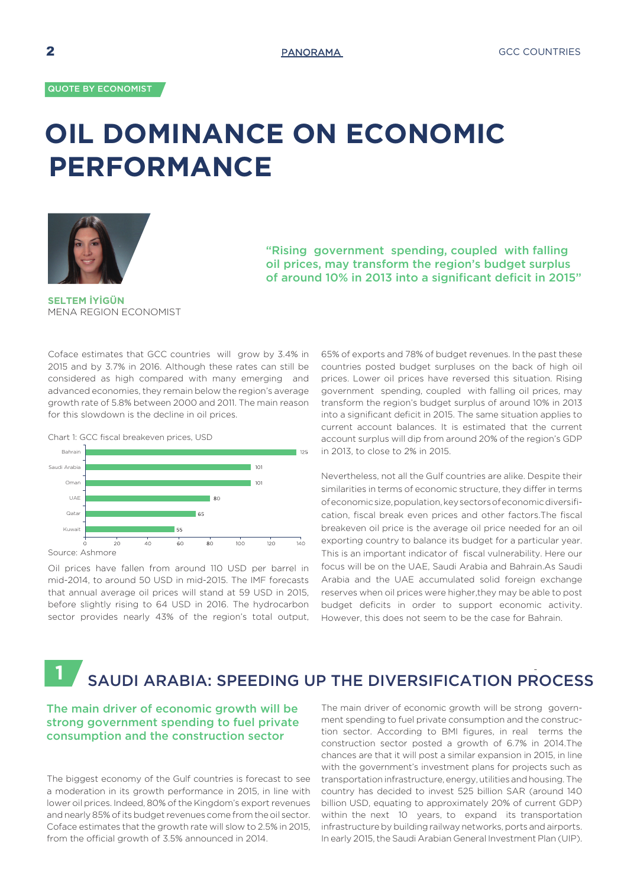QUOTE BY ECONOMIST

# OIL DOMINANCE ON ECONOMIC PERFORMANCE

"Rising government spending, coupled with falling oil prices, may transform the region's budget surplus of around 10% in 2013 into a significant deficit in 2015"

**SELTEM İYİGÜN**
MENA REGION ECONOMIST

Coface estimates that GCC countries will grow by 3.4% in 2015 and by 3.7% in 2016. Although these rates can still be considered as high compared with many emerging and advanced economies, they remain below the region's average growth rate of 5.8% between 2000 and 2011. The main reason for this slowdown is the decline in oil prices.

Chart 1: GCC fiscal breakeven prices, USD

| Country | USD |
|---|---|
| Bahrain | 125 |
| Saudi Arabia | 101 |
| Oman | 101 |
| UAE | 80 |
| Qatar | 65 |
| Kuwait | 55 |

Source: Ashmore

Oil prices have fallen from around 110 USD per barrel in mid-2014, to around 50 USD in mid-2015. The IMF forecasts that annual average oil prices will stand at 59 USD in 2015, before slightly rising to 64 USD in 2016. The hydrocarbon sector provides nearly 43% of the region's total output, 65% of exports and 78% of budget revenues. In the past these countries posted budget surpluses on the back of high oil prices. Lower oil prices have reversed this situation. Rising government spending, coupled with falling oil prices, may transform the region's budget surplus of around 10% in 2013 into a significant deficit in 2015. The same situation applies to current account balances. It is estimated that the current account surplus will dip from around 20% of the region's GDP in 2013, to close to 2% in 2015.

Nevertheless, not all the Gulf countries are alike. Despite their similarities in terms of economic structure, they differ in terms of economic size, population, key sectors of economic diversification, fiscal break even prices and other factors.The fiscal breakeven oil price is the average oil price needed for an oil exporting country to balance its budget for a particular year. This is an important indicator of fiscal vulnerability. Here our focus will be on the UAE, Saudi Arabia and Bahrain.As Saudi Arabia and the UAE accumulated solid foreign exchange reserves when oil prices were higher,they may be able to post budget deficits in order to support economic activity. However, this does not seem to be the case for Bahrain.

## 1 SAUDI ARABIA: SPEEDING UP THE DIVERSIFICATION PROCESS

### The main driver of economic growth will be strong government spending to fuel private consumption and the construction sector

The biggest economy of the Gulf countries is forecast to see a moderation in its growth performance in 2015, in line with lower oil prices. Indeed, 80% of the Kingdom's export revenues and nearly 85% of its budget revenues come from the oil sector. Coface estimates that the growth rate will slow to 2.5% in 2015, from the official growth of 3.5% announced in 2014.

The main driver of economic growth will be strong government spending to fuel private consumption and the construction sector. According to BMI figures, in real terms the construction sector posted a growth of 6.7% in 2014.The chances are that it will post a similar expansion in 2015, in line with the government's investment plans for projects such as transportation infrastructure, energy, utilities and housing. The country has decided to invest 525 billion SAR (around 140 billion USD, equating to approximately 20% of current GDP) within the next 10 years, to expand its transportation infrastructure by building railway networks, ports and airports. In early 2015, the Saudi Arabian General Investment Plan (UIP).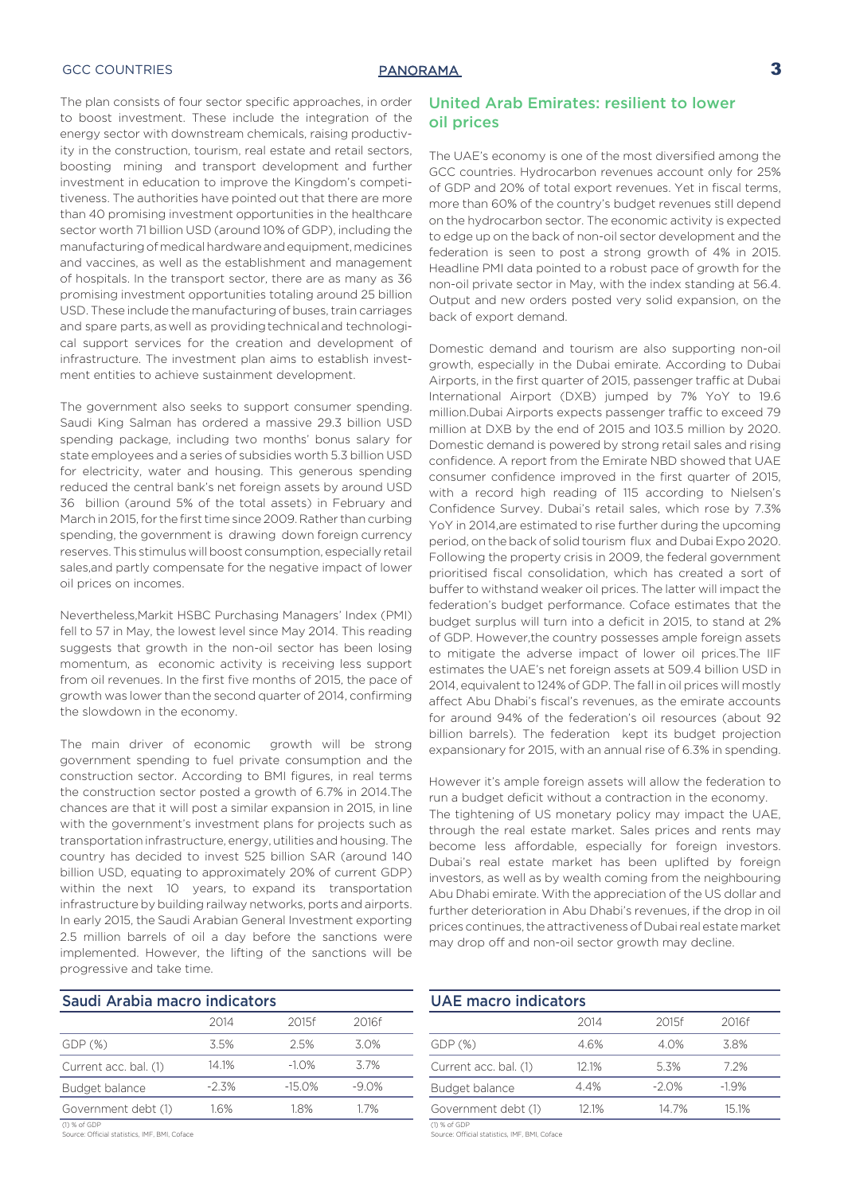The plan consists of four sector specific approaches, in order to boost investment. These include the integration of the energy sector with downstream chemicals, raising productivity in the construction, tourism, real estate and retail sectors, boosting mining and transport development and further investment in education to improve the Kingdom's competitiveness. The authorities have pointed out that there are more than 40 promising investment opportunities in the healthcare sector worth 71 billion USD (around 10% of GDP), including the manufacturing of medical hardware and equipment, medicines and vaccines, as well as the establishment and management of hospitals. In the transport sector, there are as many as 36 promising investment opportunities totaling around 25 billion USD. These include the manufacturing of buses, train carriages and spare parts, as well as providing technical and technological support services for the creation and development of infrastructure. The investment plan aims to establish investment entities to achieve sustainment development.

The government also seeks to support consumer spending. Saudi King Salman has ordered a massive 29.3 billion USD spending package, including two months' bonus salary for state employees and a series of subsidies worth 5.3 billion USD for electricity, water and housing. This generous spending reduced the central bank's net foreign assets by around USD 36 billion (around 5% of the total assets) in February and March in 2015, for the first time since 2009. Rather than curbing spending, the government is drawing down foreign currency reserves. This stimulus will boost consumption, especially retail sales,and partly compensate for the negative impact of lower oil prices on incomes.

Nevertheless,Markit HSBC Purchasing Managers' Index (PMI) fell to 57 in May, the lowest level since May 2014. This reading suggests that growth in the non-oil sector has been losing momentum, as economic activity is receiving less support from oil revenues. In the first five months of 2015, the pace of growth was lower than the second quarter of 2014, confirming the slowdown in the economy.

The main driver of economic growth will be strong government spending to fuel private consumption and the construction sector. According to BMI figures, in real terms the construction sector posted a growth of 6.7% in 2014.The chances are that it will post a similar expansion in 2015, in line with the government's investment plans for projects such as transportation infrastructure, energy, utilities and housing. The country has decided to invest 525 billion SAR (around 140 billion USD, equating to approximately 20% of current GDP) within the next 10 years, to expand its transportation infrastructure by building railway networks, ports and airports. In early 2015, the Saudi Arabian General Investment exporting 2.5 million barrels of oil a day before the sanctions were implemented. However, the lifting of the sanctions will be progressive and take time.

### Saudi Arabia macro indicators

| | 2014 | 2015f | 2016f |
|---|---|---|---|
| GDP (%) | 3.5% | 2.5% | 3.0% |
| Current acc. bal. (1) | 14.1% | -1.0% | 3.7% |
| Budget balance | -2.3% | -15.0% | -9.0% |
| Government debt (1) | 1.6% | 1.8% | 1.7% |

(1) % of GDP
Source: Official statistics, IMF, BMI, Coface

## United Arab Emirates: resilient to lower oil prices

The UAE's economy is one of the most diversified among the GCC countries. Hydrocarbon revenues account only for 25% of GDP and 20% of total export revenues. Yet in fiscal terms, more than 60% of the country's budget revenues still depend on the hydrocarbon sector. The economic activity is expected to edge up on the back of non-oil sector development and the federation is seen to post a strong growth of 4% in 2015. Headline PMI data pointed to a robust pace of growth for the non-oil private sector in May, with the index standing at 56.4. Output and new orders posted very solid expansion, on the back of export demand.

Domestic demand and tourism are also supporting non-oil growth, especially in the Dubai emirate. According to Dubai Airports, in the first quarter of 2015, passenger traffic at Dubai International Airport (DXB) jumped by 7% YoY to 19.6 million.Dubai Airports expects passenger traffic to exceed 79 million at DXB by the end of 2015 and 103.5 million by 2020. Domestic demand is powered by strong retail sales and rising confidence. A report from the Emirate NBD showed that UAE consumer confidence improved in the first quarter of 2015, with a record high reading of 115 according to Nielsen's Confidence Survey. Dubai's retail sales, which rose by 7.3% YoY in 2014,are estimated to rise further during the upcoming period, on the back of solid tourism flux and Dubai Expo 2020. Following the property crisis in 2009, the federal government prioritised fiscal consolidation, which has created a sort of buffer to withstand weaker oil prices. The latter will impact the federation's budget performance. Coface estimates that the budget surplus will turn into a deficit in 2015, to stand at 2% of GDP. However,the country possesses ample foreign assets to mitigate the adverse impact of lower oil prices.The IIF estimates the UAE's net foreign assets at 509.4 billion USD in 2014, equivalent to 124% of GDP. The fall in oil prices will mostly affect Abu Dhabi's fiscal's revenues, as the emirate accounts for around 94% of the federation's oil resources (about 92 billion barrels). The federation kept its budget projection expansionary for 2015, with an annual rise of 6.3% in spending.

However it's ample foreign assets will allow the federation to run a budget deficit without a contraction in the economy.
The tightening of US monetary policy may impact the UAE, through the real estate market. Sales prices and rents may become less affordable, especially for foreign investors. Dubai's real estate market has been uplifted by foreign investors, as well as by wealth coming from the neighbouring Abu Dhabi emirate. With the appreciation of the US dollar and further deterioration in Abu Dhabi's revenues, if the drop in oil prices continues, the attractiveness of Dubai real estate market may drop off and non-oil sector growth may decline.

### UAE macro indicators

| | 2014 | 2015f | 2016f |
|---|---|---|---|
| GDP (%) | 4.6% | 4.0% | 3.8% |
| Current acc. bal. (1) | 12.1% | 5.3% | 7.2% |
| Budget balance | 4.4% | -2.0% | -1.9% |
| Government debt (1) | 12.1% | 14.7% | 15.1% |

(1) % of GDP
Source: Official statistics, IMF, BMI, Coface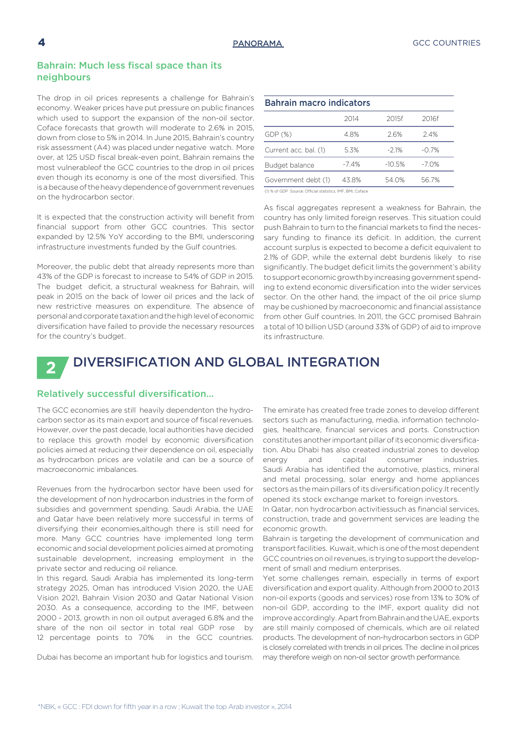## Bahrain: Much less fiscal space than its neighbours

The drop in oil prices represents a challenge for Bahrain's economy. Weaker prices have put pressure on public finances which used to support the expansion of the non-oil sector. Coface forecasts that growth will moderate to 2.6% in 2015, down from close to 5% in 2014. In June 2015, Bahrain's country risk assessment (A4) was placed under negative watch. Moreover, at 125 USD fiscal break-even point, Bahrain remains the most vulnerableof the GCC countries to the drop in oil prices even though its economy is one of the most diversified. This is a because of the heavy dependence of government revenues on the hydrocarbon sector.

It is expected that the construction activity will benefit from financial support from other GCC countries. This sector expanded by 12.5% YoY according to the BMI, underscoring infrastructure investments funded by the Gulf countries.

Moreover, the public debt that already represents more than 43% of the GDP is forecast to increase to 54% of GDP in 2015. The budget deficit, a structural weakness for Bahrain, will peak in 2015 on the back of lower oil prices and the lack of new restrictive measures on expenditure. The absence of personal and corporate taxation and the high level of economic diversification have failed to provide the necessary resources for the country's budget.

**Bahrain macro indicators**

| | 2014 | 2015f | 2016f |
|---|---|---|---|
| GDP (%) | 4.8% | 2.6% | 2.4% |
| Current acc. bal. (1) | 5.3% | -2.1% | -0.7% |
| Budget balance | -7.4% | -10.5% | -7.0% |
| Government debt (1) | 43.8% | 54.0% | 56.7% |

(1) % of GDP Source: Official statistics, IMF, BMI, Coface

As fiscal aggregates represent a weakness for Bahrain, the country has only limited foreign reserves. This situation could push Bahrain to turn to the financial markets to find the necessary funding to finance its deficit. In addition, the current account surplus is expected to become a deficit equivalent to 2.1% of GDP, while the external debt burdenis likely to rise significantly. The budget deficit limits the government's ability to support economic growth by increasing government spending to extend economic diversification into the wider services sector. On the other hand, the impact of the oil price slump may be cushioned by macroeconomic and financial assistance from other Gulf countries. In 2011, the GCC promised Bahrain a total of 10 billion USD (around 33% of GDP) of aid to improve its infrastructure.

# 2 DIVERSIFICATION AND GLOBAL INTEGRATION

## Relatively successful diversification...

The GCC economies are still heavily dependenton the hydrocarbon sector as its main export and source of fiscal revenues. However, over the past decade, local authorities have decided to replace this growth model by economic diversification policies aimed at reducing their dependence on oil, especially as hydrocarbon prices are volatile and can be a source of macroeconomic imbalances.

Revenues from the hydrocarbon sector have been used for the development of non hydrocarbon industries in the form of subsidies and government spending. Saudi Arabia, the UAE and Qatar have been relatively more successful in terms of diversifying their economies,although there is still need for more. Many GCC countries have implemented long term economic and social development policies aimed at promoting sustainable development, increasing employment in the private sector and reducing oil reliance.

In this regard, Saudi Arabia has implemented its long-term strategy 2025, Oman has introduced Vision 2020, the UAE Vision 2021, Bahrain Vision 2030 and Qatar National Vision 2030. As a consequence, according to the IMF, between 2000 - 2013, growth in non oil output averaged 6.8% and the share of the non oil sector in total real GDP rose by 12 percentage points to 70% in the GCC countries.

Dubai has become an important hub for logistics and tourism. The emirate has created free trade zones to develop different sectors such as manufacturing, media, information technologies, healthcare, financial services and ports. Construction constitutes another important pillar of its economic diversification. Abu Dhabi has also created industrial zones to develop energy and capital consumer industries.

Saudi Arabia has identified the automotive, plastics, mineral and metal processing, solar energy and home appliances sectors as the main pillars of its diversification policy.It recently opened its stock exchange market to foreign investors.

In Qatar, non hydrocarbon activitiessuch as financial services, construction, trade and government services are leading the economic growth.

Bahrain is targeting the development of communication and transport facilities. Kuwait, which is one of the most dependent GCC countries on oil revenues, is trying to support the development of small and medium enterprises.

Yet some challenges remain, especially in terms of export diversification and export quality. Although from 2000 to 2013 non-oil exports (goods and services) rose from 13% to 30% of non-oil GDP, according to the IMF, export quality did not improve accordingly. Apart from Bahrain and the UAE, exports are still mainly composed of chemicals, which are oil related products. The development of non-hydrocarbon sectors in GDP is closely correlated with trends in oil prices. The decline in oil prices may therefore weigh on non-oil sector growth performance.

*NBK, « GCC : FDI down for fifth year in a row ; Kuwait the top Arab investor », 2014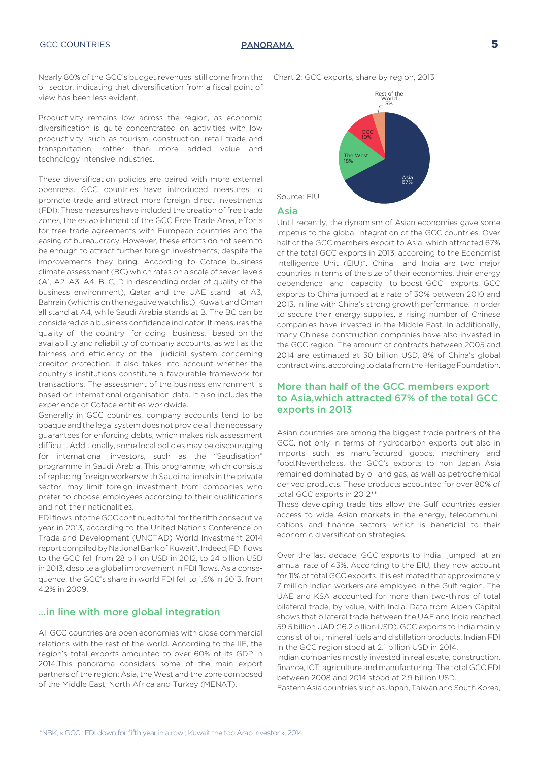Nearly 80% of the GCC's budget revenues still come from the oil sector, indicating that diversification from a fiscal point of view has been less evident.

Productivity remains low across the region, as economic diversification is quite concentrated on activities with low productivity, such as tourism, construction, retail trade and transportation, rather than more added value and technology intensive industries.

These diversification policies are paired with more external openness. GCC countries have introduced measures to promote trade and attract more foreign direct investments (FDI). These measures have included the creation of free trade zones, the establishment of the GCC Free Trade Area, efforts for free trade agreements with European countries and the easing of bureaucracy. However, these efforts do not seem to be enough to attract further foreign investments, despite the improvements they bring. According to Coface business climate assessment (BC) which rates on a scale of seven levels (A1, A2, A3, A4, B, C, D in descending order of quality of the business environment), Qatar and the UAE stand at A3, Bahrain (which is on the negative watch list), Kuwait and Oman all stand at A4, while Saudi Arabia stands at B. The BC can be considered as a business confidence indicator. It measures the quality of the country for doing business, based on the availability and reliability of company accounts, as well as the fairness and efficiency of the judicial system concerning creditor protection. It also takes into account whether the country's institutions constitute a favourable framework for transactions. The assessment of the business environment is based on international organisation data. It also includes the experience of Coface entities worldwide.

Generally in GCC countries, company accounts tend to be opaque and the legal system does not provide all the necessary guarantees for enforcing debts, which makes risk assessment difficult. Additionally, some local policies may be discouraging for international investors, such as the "Saudisation" programme in Saudi Arabia. This programme, which consists of replacing foreign workers with Saudi nationals in the private sector, may limit foreign investment from companies who prefer to choose employees according to their qualifications and not their nationalities.

FDI flows into the GCC continued to fall for the fifth consecutive year in 2013, according to the United Nations Conference on Trade and Development (UNCTAD) World Investment 2014 report compiled by National Bank of Kuwait*. Indeed, FDI flows to the GCC fell from 28 billion USD in 2012, to 24 billion USD in 2013, despite a global improvement in FDI flows. As a consequence, the GCC's share in world FDI fell to 1.6% in 2013, from 4.2% in 2009.

## ...in line with more global integration

All GCC countries are open economies with close commercial relations with the rest of the world. According to the IIF, the region's total exports amounted to over 60% of its GDP in 2014.This panorama considers some of the main export partners of the region: Asia, the West and the zone composed of the Middle East, North Africa and Turkey (MENAT).

Chart 2: GCC exports, share by region, 2013

| Region | Share |
|---|---|
| Asia | 67% |
| The West | 18% |
| GCC | 10% |
| Rest of the World | 5% |

Source: EIU

## Asia

Until recently, the dynamism of Asian economies gave some impetus to the global integration of the GCC countries. Over half of the GCC members export to Asia, which attracted 67% of the total GCC exports in 2013, according to the Economist Intelligence Unit (EIU)*. China and India are two major countries in terms of the size of their economies, their energy dependence and capacity to boost GCC exports. GCC exports to China jumped at a rate of 30% between 2010 and 2013, in line with China's strong growth performance. In order to secure their energy supplies, a rising number of Chinese companies have invested in the Middle East. In additionally, many Chinese construction companies have also invested in the GCC region. The amount of contracts between 2005 and 2014 are estimated at 30 billion USD, 8% of China's global contract wins, according to data from the Heritage Foundation.

### More than half of the GCC members export to Asia,which attracted 67% of the total GCC exports in 2013

Asian countries are among the biggest trade partners of the GCC, not only in terms of hydrocarbon exports but also in imports such as manufactured goods, machinery and food.Nevertheless, the GCC's exports to non Japan Asia remained dominated by oil and gas, as well as petrochemical derived products. These products accounted for over 80% of total GCC exports in 2012**.

These developing trade ties allow the Gulf countries easier access to wide Asian markets in the energy, telecommunications and finance sectors, which is beneficial to their economic diversification strategies.

Over the last decade, GCC exports to India jumped at an annual rate of 43%. According to the EIU, they now account for 11% of total GCC exports. It is estimated that approximately 7 million Indian workers are employed in the Gulf region. The UAE and KSA accounted for more than two-thirds of total bilateral trade, by value, with India. Data from Alpen Capital shows that bilateral trade between the UAE and India reached 59.5 billion UAD (16.2 billion USD). GCC exports to India mainly consist of oil, mineral fuels and distillation products. Indian FDI in the GCC region stood at 2.1 billion USD in 2014.

Indian companies mostly invested in real estate, construction, finance, ICT, agriculture and manufacturing. The total GCC FDI between 2008 and 2014 stood at 2.9 billion USD.

Eastern Asia countries such as Japan, Taiwan and South Korea,

*NBK, « GCC : FDI down for fifth year in a row ; Kuwait the top Arab investor », 2014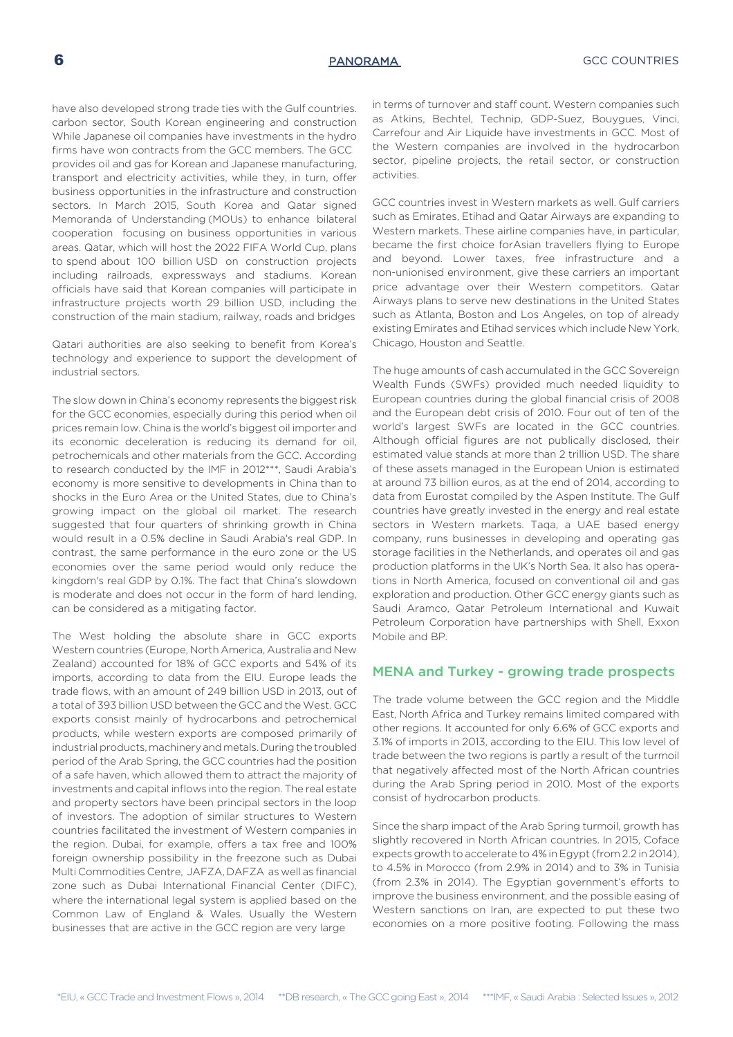have also developed strong trade ties with the Gulf countries. carbon sector, South Korean engineering and construction While Japanese oil companies have investments in the hydro firms have won contracts from the GCC members. The GCC provides oil and gas for Korean and Japanese manufacturing, transport and electricity activities, while they, in turn, offer business opportunities in the infrastructure and construction sectors. In March 2015, South Korea and Qatar signed Memoranda of Understanding (MOUs) to enhance bilateral cooperation focusing on business opportunities in various areas. Qatar, which will host the 2022 FIFA World Cup, plans to spend about 100 billion USD on construction projects including railroads, expressways and stadiums. Korean officials have said that Korean companies will participate in infrastructure projects worth 29 billion USD, including the construction of the main stadium, railway, roads and bridges

Qatari authorities are also seeking to benefit from Korea's technology and experience to support the development of industrial sectors.

The slow down in China's economy represents the biggest risk for the GCC economies, especially during this period when oil prices remain low. China is the world's biggest oil importer and its economic deceleration is reducing its demand for oil, petrochemicals and other materials from the GCC. According to research conducted by the IMF in 2012***, Saudi Arabia's economy is more sensitive to developments in China than to shocks in the Euro Area or the United States, due to China's growing impact on the global oil market. The research suggested that four quarters of shrinking growth in China would result in a 0.5% decline in Saudi Arabia's real GDP. In contrast, the same performance in the euro zone or the US economies over the same period would only reduce the kingdom's real GDP by 0.1%. The fact that China's slowdown is moderate and does not occur in the form of hard lending, can be considered as a mitigating factor.

The West holding the absolute share in GCC exports Western countries (Europe, North America, Australia and New Zealand) accounted for 18% of GCC exports and 54% of its imports, according to data from the EIU. Europe leads the trade flows, with an amount of 249 billion USD in 2013, out of a total of 393 billion USD between the GCC and the West. GCC exports consist mainly of hydrocarbons and petrochemical products, while western exports are composed primarily of industrial products, machinery and metals. During the troubled period of the Arab Spring, the GCC countries had the position of a safe haven, which allowed them to attract the majority of investments and capital inflows into the region. The real estate and property sectors have been principal sectors in the loop of investors. The adoption of similar structures to Western countries facilitated the investment of Western companies in the region. Dubai, for example, offers a tax free and 100% foreign ownership possibility in the freezone such as Dubai Multi Commodities Centre, JAFZA, DAFZA as well as financial zone such as Dubai International Financial Center (DIFC), where the international legal system is applied based on the Common Law of England & Wales. Usually the Western businesses that are active in the GCC region are very large in terms of turnover and staff count. Western companies such as Atkins, Bechtel, Technip, GDP-Suez, Bouygues, Vinci, Carrefour and Air Liquide have investments in GCC. Most of the Western companies are involved in the hydrocarbon sector, pipeline projects, the retail sector, or construction activities.

GCC countries invest in Western markets as well. Gulf carriers such as Emirates, Etihad and Qatar Airways are expanding to Western markets. These airline companies have, in particular, became the first choice forAsian travellers flying to Europe and beyond. Lower taxes, free infrastructure and a non-unionised environment, give these carriers an important price advantage over their Western competitors. Qatar Airways plans to serve new destinations in the United States such as Atlanta, Boston and Los Angeles, on top of already existing Emirates and Etihad services which include New York, Chicago, Houston and Seattle.

The huge amounts of cash accumulated in the GCC Sovereign Wealth Funds (SWFs) provided much needed liquidity to European countries during the global financial crisis of 2008 and the European debt crisis of 2010. Four out of ten of the world's largest SWFs are located in the GCC countries. Although official figures are not publically disclosed, their estimated value stands at more than 2 trillion USD. The share of these assets managed in the European Union is estimated at around 73 billion euros, as at the end of 2014, according to data from Eurostat compiled by the Aspen Institute. The Gulf countries have greatly invested in the energy and real estate sectors in Western markets. Taqa, a UAE based energy company, runs businesses in developing and operating gas storage facilities in the Netherlands, and operates oil and gas production platforms in the UK's North Sea. It also has operations in North America, focused on conventional oil and gas exploration and production. Other GCC energy giants such as Saudi Aramco, Qatar Petroleum International and Kuwait Petroleum Corporation have partnerships with Shell, Exxon Mobile and BP.

## MENA and Turkey - growing trade prospects

The trade volume between the GCC region and the Middle East, North Africa and Turkey remains limited compared with other regions. It accounted for only 6.6% of GCC exports and 3.1% of imports in 2013, according to the EIU. This low level of trade between the two regions is partly a result of the turmoil that negatively affected most of the North African countries during the Arab Spring period in 2010. Most of the exports consist of hydrocarbon products.

Since the sharp impact of the Arab Spring turmoil, growth has slightly recovered in North African countries. In 2015, Coface expects growth to accelerate to 4% in Egypt (from 2.2 in 2014), to 4.5% in Morocco (from 2.9% in 2014) and to 3% in Tunisia (from 2.3% in 2014). The Egyptian government's efforts to improve the business environment, and the possible easing of Western sanctions on Iran, are expected to put these two economies on a more positive footing. Following the mass

*EIU, « GCC Trade and Investment Flows », 2014 **DB research, « The GCC going East », 2014 ***IMF, « Saudi Arabia : Selected Issues », 2012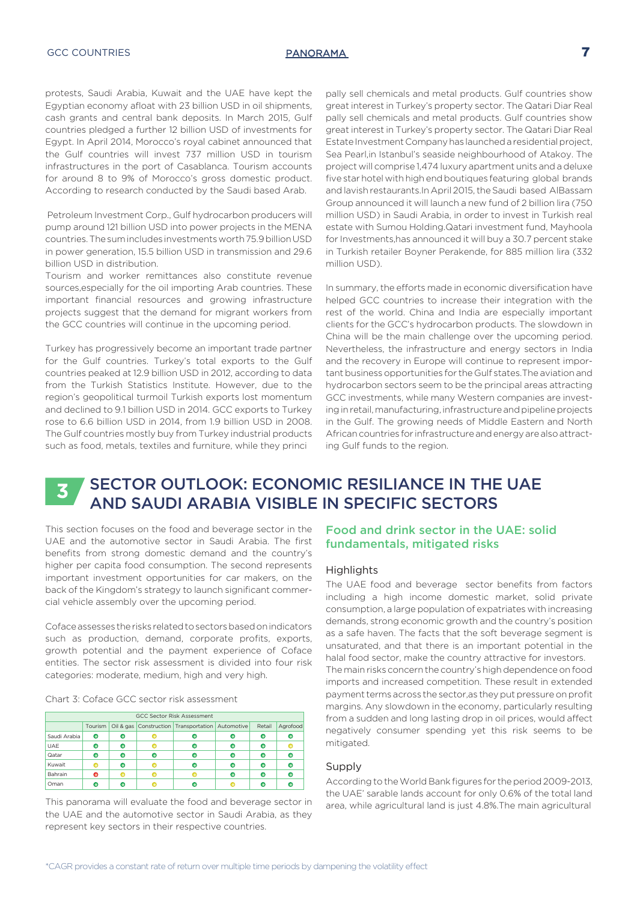protests, Saudi Arabia, Kuwait and the UAE have kept the Egyptian economy afloat with 23 billion USD in oil shipments, cash grants and central bank deposits. In March 2015, Gulf countries pledged a further 12 billion USD of investments for Egypt. In April 2014, Morocco's royal cabinet announced that the Gulf countries will invest 737 million USD in tourism infrastructures in the port of Casablanca. Tourism accounts for around 8 to 9% of Morocco's gross domestic product. According to research conducted by the Saudi based Arab.

Petroleum Investment Corp., Gulf hydrocarbon producers will pump around 121 billion USD into power projects in the MENA countries. The sum includes investments worth 75.9 billion USD in power generation, 15.5 billion USD in transmission and 29.6 billion USD in distribution.

Tourism and worker remittances also constitute revenue sources,especially for the oil importing Arab countries. These important financial resources and growing infrastructure projects suggest that the demand for migrant workers from the GCC countries will continue in the upcoming period.

Turkey has progressively become an important trade partner for the Gulf countries. Turkey's total exports to the Gulf countries peaked at 12.9 billion USD in 2012, according to data from the Turkish Statistics Institute. However, due to the region's geopolitical turmoil Turkish exports lost momentum and declined to 9.1 billion USD in 2014. GCC exports to Turkey rose to 6.6 billion USD in 2014, from 1.9 billion USD in 2008. The Gulf countries mostly buy from Turkey industrial products such as food, metals, textiles and furniture, while they princi pally sell chemicals and metal products. Gulf countries show great interest in Turkey's property sector. The Qatari Diar Real pally sell chemicals and metal products. Gulf countries show great interest in Turkey's property sector. The Qatari Diar Real Estate Investment Company has launched a residential project, Sea Pearl,in Istanbul's seaside neighbourhood of Atakoy. The project will comprise 1,474 luxury apartment units and a deluxe five star hotel with high end boutiques featuring global brands and lavish restaurants.In April 2015, the Saudi based AlBassam Group announced it will launch a new fund of 2 billion lira (750 million USD) in Saudi Arabia, in order to invest in Turkish real estate with Sumou Holding.Qatari investment fund, Mayhoola for Investments,has announced it will buy a 30.7 percent stake in Turkish retailer Boyner Perakende, for 885 million lira (332 million USD).

In summary, the efforts made in economic diversification have helped GCC countries to increase their integration with the rest of the world. China and India are especially important clients for the GCC's hydrocarbon products. The slowdown in China will be the main challenge over the upcoming period. Nevertheless, the infrastructure and energy sectors in India and the recovery in Europe will continue to represent important business opportunities for the Gulf states.The aviation and hydrocarbon sectors seem to be the principal areas attracting GCC investments, while many Western companies are investing in retail, manufacturing, infrastructure and pipeline projects in the Gulf. The growing needs of Middle Eastern and North African countries for infrastructure and energy are also attracting Gulf funds to the region.

# 3 SECTOR OUTLOOK: ECONOMIC RESILIANCE IN THE UAE AND SAUDI ARABIA VISIBLE IN SPECIFIC SECTORS

This section focuses on the food and beverage sector in the UAE and the automotive sector in Saudi Arabia. The first benefits from strong domestic demand and the country's higher per capita food consumption. The second represents important investment opportunities for car makers, on the back of the Kingdom's strategy to launch significant commercial vehicle assembly over the upcoming period.

Coface assesses the risks related to sectors based on indicators such as production, demand, corporate profits, exports, growth potential and the payment experience of Coface entities. The sector risk assessment is divided into four risk categories: moderate, medium, high and very high.

Chart 3: Coface GCC sector risk assessment

| GCC Sector Risk Assessment | | | | | | | |
|---|---|---|---|---|---|---|---|
| | Tourism | Oil & gas | Construction | Transportation | Automotive | Retail | Agrofood |
| Saudi Arabia | ● (green) | ● (green) | ● (yellow) | ● (green) | ● (green) | ● (green) | ● (green) |
| UAE | ● (green) | ● (green) | ● (yellow) | ● (green) | ● (green) | ● (green) | ● (yellow) |
| Qatar | ● (green) | ● (green) | ● (green) | ● (green) | ● (green) | ● (green) | ● (green) |
| Kuwait | ● (yellow) | ● (green) | ● (yellow) | ● (green) | ● (green) | ● (green) | ● (green) |
| Bahrain | ● (red) | ● (yellow) | ● (yellow) | ● (yellow) | ● (green) | ● (green) | ● (green) |
| Oman | ● (green) | ● (green) | ● (yellow) | ● (green) | ● (yellow) | ● (green) | ● (green) |

This panorama will evaluate the food and beverage sector in the UAE and the automotive sector in Saudi Arabia, as they represent key sectors in their respective countries.

## Food and drink sector in the UAE: solid fundamentals, mitigated risks

### Highlights

The UAE food and beverage sector benefits from factors including a high income domestic market, solid private consumption, a large population of expatriates with increasing demands, strong economic growth and the country's position as a safe haven. The facts that the soft beverage segment is unsaturated, and that there is an important potential in the halal food sector, make the country attractive for investors. The main risks concern the country's high dependence on food imports and increased competition. These result in extended payment terms across the sector,as they put pressure on profit margins. Any slowdown in the economy, particularly resulting from a sudden and long lasting drop in oil prices, would affect negatively consumer spending yet this risk seems to be mitigated.

### Supply

According to the World Bank figures for the period 2009-2013, the UAE' sarable lands account for only 0.6% of the total land area, while agricultural land is just 4.8%.The main agricultural

*CAGR provides a constant rate of return over multiple time periods by dampening the volatility effect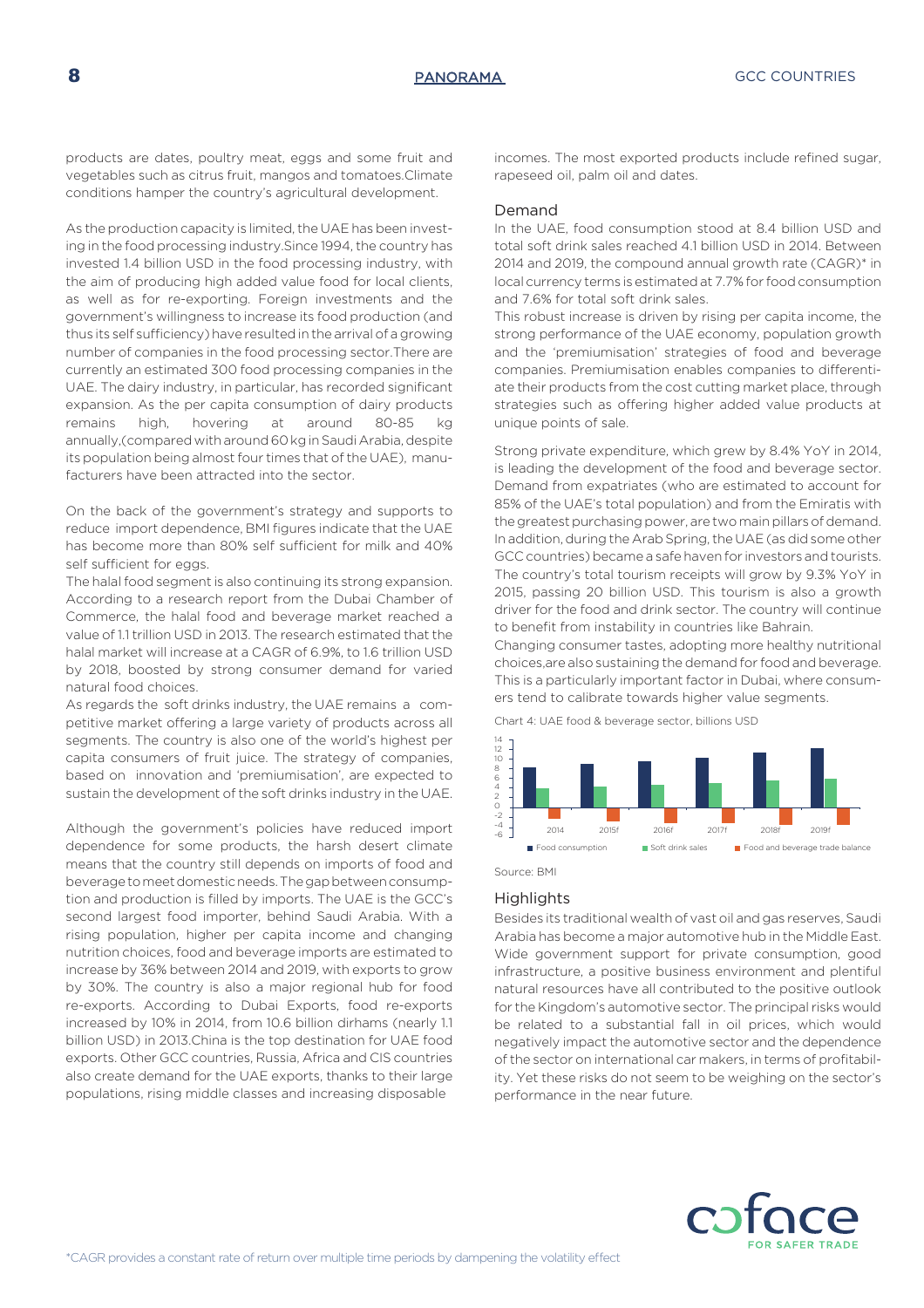products are dates, poultry meat, eggs and some fruit and vegetables such as citrus fruit, mangos and tomatoes.Climate conditions hamper the country's agricultural development.

As the production capacity is limited, the UAE has been investing in the food processing industry.Since 1994, the country has invested 1.4 billion USD in the food processing industry, with the aim of producing high added value food for local clients, as well as for re-exporting. Foreign investments and the government's willingness to increase its food production (and thus its self sufficiency) have resulted in the arrival of a growing number of companies in the food processing sector.There are currently an estimated 300 food processing companies in the UAE. The dairy industry, in particular, has recorded significant expansion. As the per capita consumption of dairy products remains high, hovering at around 80-85 kg annually,(compared with around 60 kg in Saudi Arabia, despite its population being almost four times that of the UAE), manufacturers have been attracted into the sector.

On the back of the government's strategy and supports to reduce import dependence, BMI figures indicate that the UAE has become more than 80% self sufficient for milk and 40% self sufficient for eggs.

The halal food segment is also continuing its strong expansion. According to a research report from the Dubai Chamber of Commerce, the halal food and beverage market reached a value of 1.1 trillion USD in 2013. The research estimated that the halal market will increase at a CAGR of 6.9%, to 1.6 trillion USD by 2018, boosted by strong consumer demand for varied natural food choices.

As regards the soft drinks industry, the UAE remains a competitive market offering a large variety of products across all segments. The country is also one of the world's highest per capita consumers of fruit juice. The strategy of companies, based on innovation and 'premiumisation', are expected to sustain the development of the soft drinks industry in the UAE.

Although the government's policies have reduced import dependence for some products, the harsh desert climate means that the country still depends on imports of food and beverage to meet domestic needs. The gap between consumption and production is filled by imports. The UAE is the GCC's second largest food importer, behind Saudi Arabia. With a rising population, higher per capita income and changing nutrition choices, food and beverage imports are estimated to increase by 36% between 2014 and 2019, with exports to grow by 30%. The country is also a major regional hub for food re-exports. According to Dubai Exports, food re-exports increased by 10% in 2014, from 10.6 billion dirhams (nearly 1.1 billion USD) in 2013.China is the top destination for UAE food exports. Other GCC countries, Russia, Africa and CIS countries also create demand for the UAE exports, thanks to their large populations, rising middle classes and increasing disposable incomes. The most exported products include refined sugar, rapeseed oil, palm oil and dates.

## Demand

In the UAE, food consumption stood at 8.4 billion USD and total soft drink sales reached 4.1 billion USD in 2014. Between 2014 and 2019, the compound annual growth rate (CAGR)* in local currency terms is estimated at 7.7% for food consumption and 7.6% for total soft drink sales.

This robust increase is driven by rising per capita income, the strong performance of the UAE economy, population growth and the 'premiumisation' strategies of food and beverage companies. Premiumisation enables companies to differentiate their products from the cost cutting market place, through strategies such as offering higher added value products at unique points of sale.

Strong private expenditure, which grew by 8.4% YoY in 2014, is leading the development of the food and beverage sector. Demand from expatriates (who are estimated to account for 85% of the UAE's total population) and from the Emiratis with the greatest purchasing power, are two main pillars of demand. In addition, during the Arab Spring, the UAE (as did some other GCC countries) became a safe haven for investors and tourists. The country's total tourism receipts will grow by 9.3% YoY in 2015, passing 20 billion USD. This tourism is also a growth driver for the food and drink sector. The country will continue to benefit from instability in countries like Bahrain.

Changing consumer tastes, adopting more healthy nutritional choices,are also sustaining the demand for food and beverage. This is a particularly important factor in Dubai, where consumers tend to calibrate towards higher value segments.

Chart 4: UAE food & beverage sector, billions USD

Source: BMI

## Highlights

Besides its traditional wealth of vast oil and gas reserves, Saudi Arabia has become a major automotive hub in the Middle East. Wide government support for private consumption, good infrastructure, a positive business environment and plentiful natural resources have all contributed to the positive outlook for the Kingdom's automotive sector. The principal risks would be related to a substantial fall in oil prices, which would negatively impact the automotive sector and the dependence of the sector on international car makers, in terms of profitability. Yet these risks do not seem to be weighing on the sector's performance in the near future.

*CAGR provides a constant rate of return over multiple time periods by dampening the volatility effect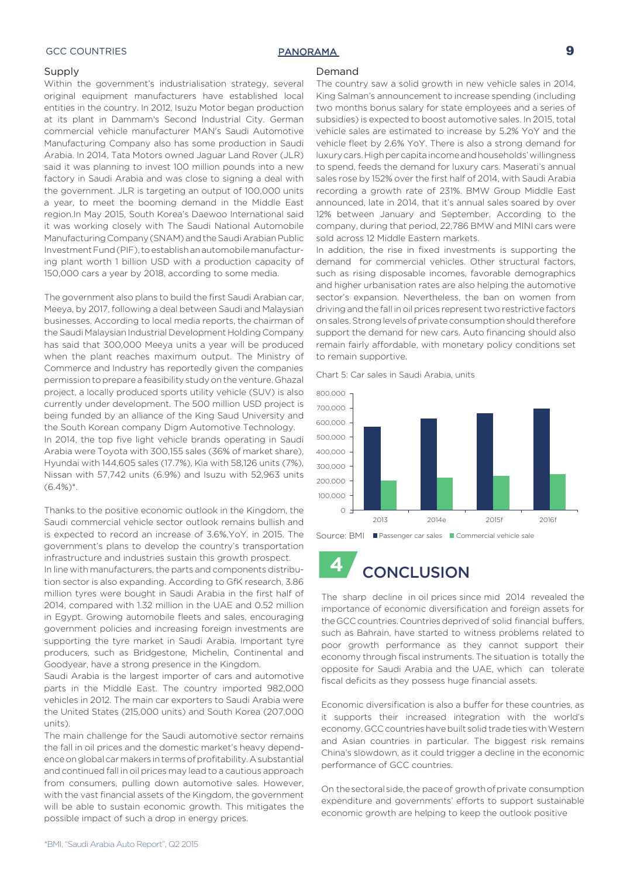### Supply

Within the government's industrialisation strategy, several original equipment manufacturers have established local entities in the country. In 2012, Isuzu Motor began production at its plant in Dammam's Second Industrial City. German commercial vehicle manufacturer MAN's Saudi Automotive Manufacturing Company also has some production in Saudi Arabia. In 2014, Tata Motors owned Jaguar Land Rover (JLR) said it was planning to invest 100 million pounds into a new factory in Saudi Arabia and was close to signing a deal with the government. JLR is targeting an output of 100,000 units a year, to meet the booming demand in the Middle East region.In May 2015, South Korea's Daewoo International said it was working closely with The Saudi National Automobile Manufacturing Company (SNAM) and the Saudi Arabian Public Investment Fund (PIF), to establish an automobile manufacturing plant worth 1 billion USD with a production capacity of 150,000 cars a year by 2018, according to some media.

The government also plans to build the first Saudi Arabian car, Meeya, by 2017, following a deal between Saudi and Malaysian businesses. According to local media reports, the chairman of the Saudi Malaysian Industrial Development Holding Company has said that 300,000 Meeya units a year will be produced when the plant reaches maximum output. The Ministry of Commerce and Industry has reportedly given the companies permission to prepare a feasibility study on the venture. Ghazal project, a locally produced sports utility vehicle (SUV) is also currently under development. The 500 million USD project is being funded by an alliance of the King Saud University and the South Korean company Digm Automotive Technology.

In 2014, the top five light vehicle brands operating in Saudi Arabia were Toyota with 300,155 sales (36% of market share), Hyundai with 144,605 sales (17.7%), Kia with 58,126 units (7%), Nissan with 57,742 units (6.9%) and Isuzu with 52,963 units (6.4%)*.

Thanks to the positive economic outlook in the Kingdom, the Saudi commercial vehicle sector outlook remains bullish and is expected to record an increase of 3.6%,YoY, in 2015. The government's plans to develop the country's transportation infrastructure and industries sustain this growth prospect.

In line with manufacturers, the parts and components distribution sector is also expanding. According to GfK research, 3.86 million tyres were bought in Saudi Arabia in the first half of 2014, compared with 1.32 million in the UAE and 0.52 million in Egypt. Growing automobile fleets and sales, encouraging government policies and increasing foreign investments are supporting the tyre market in Saudi Arabia. Important tyre producers, such as Bridgestone, Michelin, Continental and Goodyear, have a strong presence in the Kingdom.

Saudi Arabia is the largest importer of cars and automotive parts in the Middle East. The country imported 982,000 vehicles in 2012. The main car exporters to Saudi Arabia were the United States (215,000 units) and South Korea (207,000 units).

The main challenge for the Saudi automotive sector remains the fall in oil prices and the domestic market's heavy dependence on global car makers in terms of profitability. A substantial and continued fall in oil prices may lead to a cautious approach from consumers, pulling down automotive sales. However, with the vast financial assets of the Kingdom, the government will be able to sustain economic growth. This mitigates the possible impact of such a drop in energy prices.

### Demand

The country saw a solid growth in new vehicle sales in 2014. King Salman's announcement to increase spending (including two months bonus salary for state employees and a series of subsidies) is expected to boost automotive sales. In 2015, total vehicle sales are estimated to increase by 5.2% YoY and the vehicle fleet by 2.6% YoY. There is also a strong demand for luxury cars. High per capita income and households' willingness to spend, feeds the demand for luxury cars. Maserati's annual sales rose by 152% over the first half of 2014, with Saudi Arabia recording a growth rate of 231%. BMW Group Middle East announced, late in 2014, that it's annual sales soared by over 12% between January and September. According to the company, during that period, 22,786 BMW and MINI cars were sold across 12 Middle Eastern markets.

In addition, the rise in fixed investments is supporting the demand for commercial vehicles. Other structural factors, such as rising disposable incomes, favorable demographics and higher urbanisation rates are also helping the automotive sector's expansion. Nevertheless, the ban on women from driving and the fall in oil prices represent two restrictive factors on sales. Strong levels of private consumption should therefore support the demand for new cars. Auto financing should also remain fairly affordable, with monetary policy conditions set to remain supportive.

Chart 5: Car sales in Saudi Arabia, units

Source: BMI ■ Passenger car sales ■ Commercial vehicle sale

## 4 CONCLUSION

The sharp decline in oil prices since mid 2014 revealed the importance of economic diversification and foreign assets for the GCC countries. Countries deprived of solid financial buffers, such as Bahrain, have started to witness problems related to poor growth performance as they cannot support their economy through fiscal instruments. The situation is totally the opposite for Saudi Arabia and the UAE, which can tolerate fiscal deficits as they possess huge financial assets.

Economic diversification is also a buffer for these countries, as it supports their increased integration with the world's economy. GCC countries have built solid trade ties with Western and Asian countries in particular. The biggest risk remains China's slowdown, as it could trigger a decline in the economic performance of GCC countries.

On the sectoral side, the pace of growth of private consumption expenditure and governments' efforts to support sustainable economic growth are helping to keep the outlook positive

*BMI, "Saudi Arabia Auto Report", Q2 2015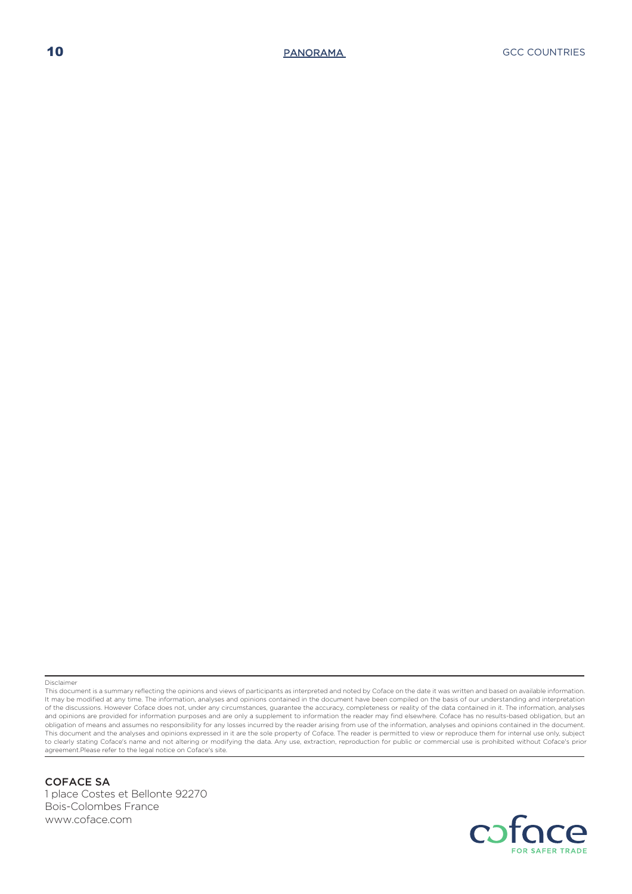Disclaimer

This document is a summary reflecting the opinions and views of participants as interpreted and noted by Coface on the date it was written and based on available information. It may be modified at any time. The information, analyses and opinions contained in the document have been compiled on the basis of our understanding and interpretation of the discussions. However Coface does not, under any circumstances, guarantee the accuracy, completeness or reality of the data contained in it. The information, analyses and opinions are provided for information purposes and are only a supplement to information the reader may find elsewhere. Coface has no results-based obligation, but an obligation of means and assumes no responsibility for any losses incurred by the reader arising from use of the information, analyses and opinions contained in the document. This document and the analyses and opinions expressed in it are the sole property of Coface. The reader is permitted to view or reproduce them for internal use only, subject to clearly stating Coface's name and not altering or modifying the data. Any use, extraction, reproduction for public or commercial use is prohibited without Coface's prior agreement.Please refer to the legal notice on Coface's site.

**COFACE SA**
1 place Costes et Bellonte 92270
Bois-Colombes France
www.coface.com

coface
FOR SAFER TRADE